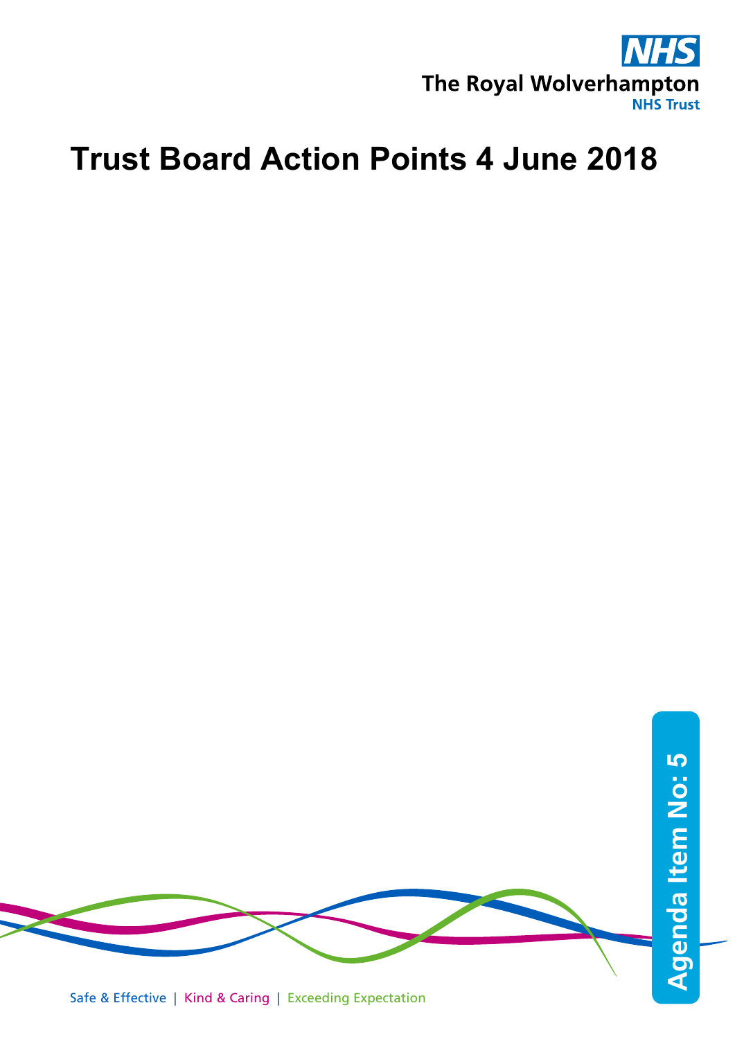NHS
The Royal Wolverhampton
NHS Trust

# Trust Board Action Points 4 June 2018

Agenda Item No: 5

Safe & Effective | Kind & Caring | Exceeding Expectation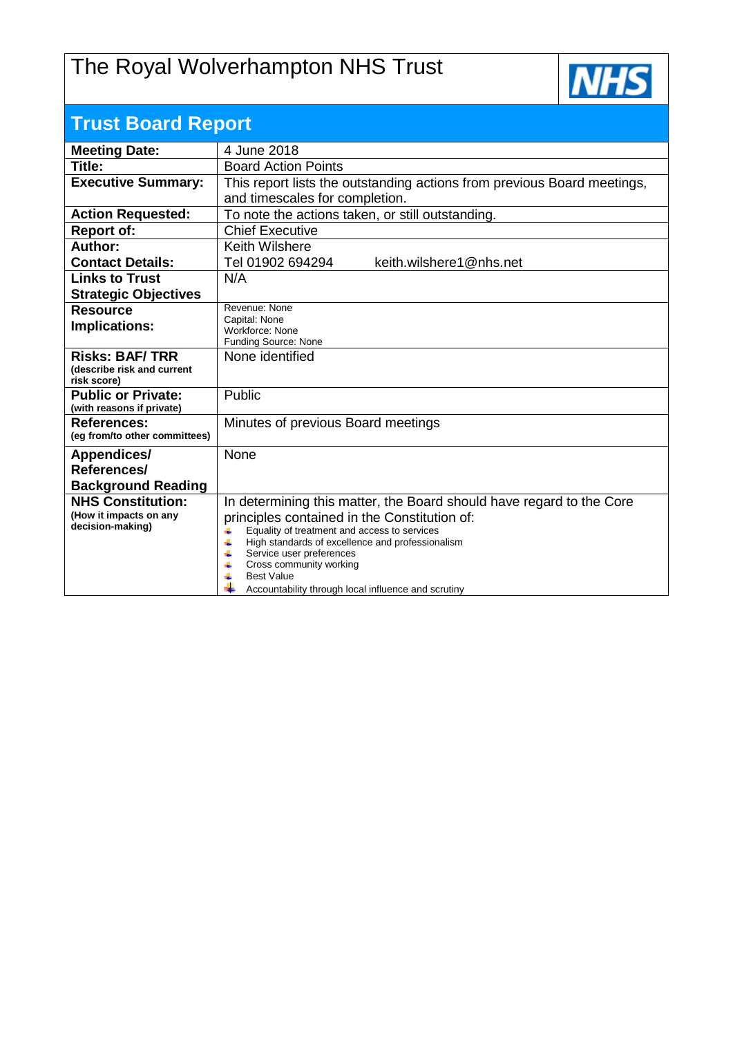# The Royal Wolverhampton NHS Trust

NHS

## Trust Board Report

| | |
|---|---|
| **Meeting Date:** | 4 June 2018 |
| **Title:** | Board Action Points |
| **Executive Summary:** | This report lists the outstanding actions from previous Board meetings, and timescales for completion. |
| **Action Requested:** | To note the actions taken, or still outstanding. |
| **Report of:** | Chief Executive |
| **Author:**<br>**Contact Details:** | Keith Wilshere<br>Tel 01902 694294 keith.wilshere1@nhs.net |
| **Links to Trust Strategic Objectives** | N/A |
| **Resource Implications:** | Revenue: None<br>Capital: None<br>Workforce: None<br>Funding Source: None |
| **Risks: BAF/ TRR**<br>**(describe risk and current risk score)** | None identified |
| **Public or Private:**<br>**(with reasons if private)** | Public |
| **References:**<br>**(eg from/to other committees)** | Minutes of previous Board meetings |
| **Appendices/ References/ Background Reading** | None |
| **NHS Constitution:**<br>**(How it impacts on any decision-making)** | In determining this matter, the Board should have regard to the Core principles contained in the Constitution of:<br>- Equality of treatment and access to services<br>- High standards of excellence and professionalism<br>- Service user preferences<br>- Cross community working<br>- Best Value<br>- Accountability through local influence and scrutiny |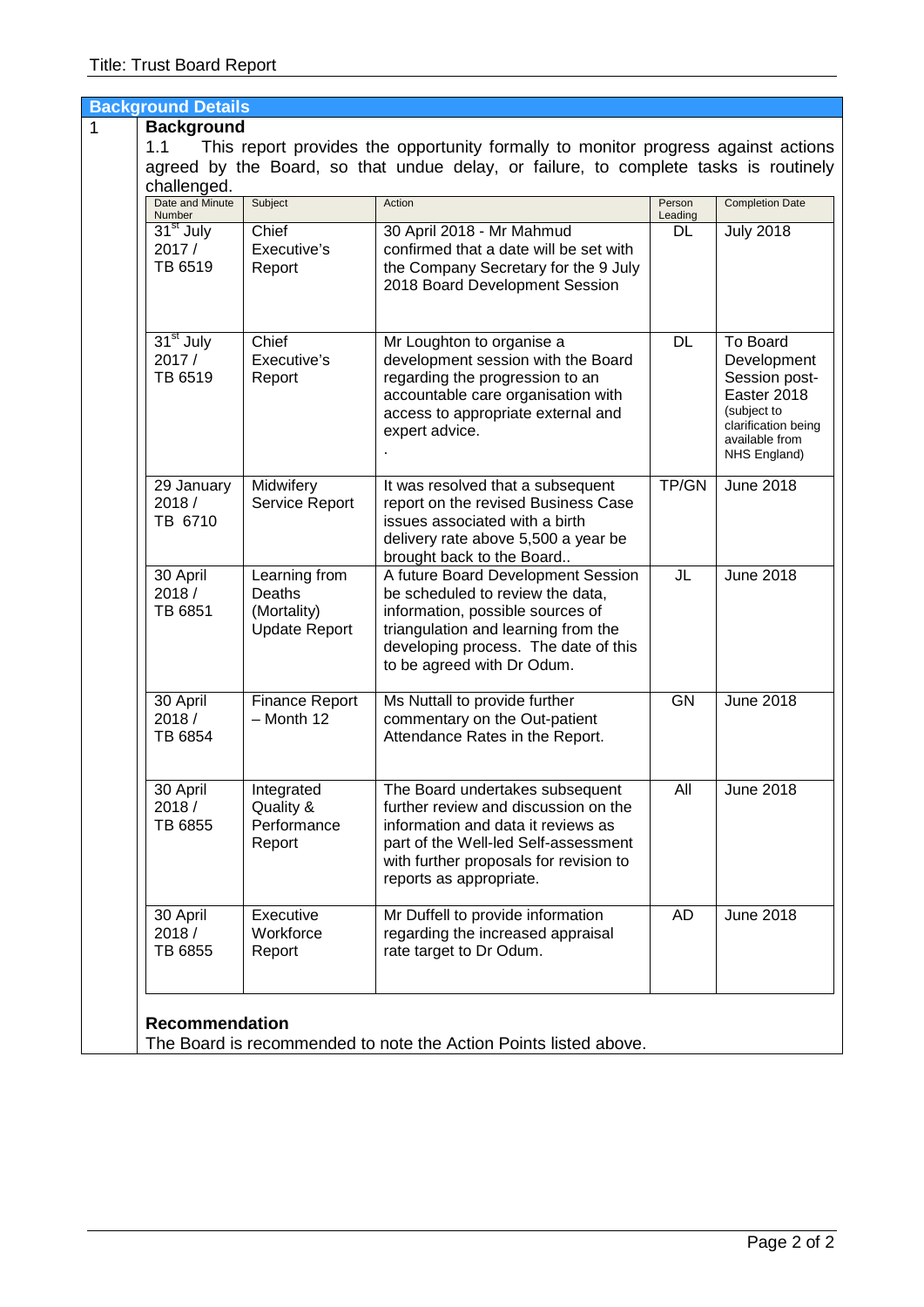Title: Trust Board Report

## Background Details

1 **Background**

1.1 This report provides the opportunity formally to monitor progress against actions agreed by the Board, so that undue delay, or failure, to complete tasks is routinely challenged.

| Date and Minute Number | Subject | Action | Person Leading | Completion Date |
|---|---|---|---|---|
| 31st July 2017 / TB 6519 | Chief Executive's Report | 30 April 2018 - Mr Mahmud confirmed that a date will be set with the Company Secretary for the 9 July 2018 Board Development Session | DL | July 2018 |
| 31st July 2017 / TB 6519 | Chief Executive's Report | Mr Loughton to organise a development session with the Board regarding the progression to an accountable care organisation with access to appropriate external and expert advice. . | DL | To Board Development Session post-Easter 2018 (subject to clarification being available from NHS England) |
| 29 January 2018 / TB 6710 | Midwifery Service Report | It was resolved that a subsequent report on the revised Business Case issues associated with a birth delivery rate above 5,500 a year be brought back to the Board.. | TP/GN | June 2018 |
| 30 April 2018 / TB 6851 | Learning from Deaths (Mortality) Update Report | A future Board Development Session be scheduled to review the data, information, possible sources of triangulation and learning from the developing process. The date of this to be agreed with Dr Odum. | JL | June 2018 |
| 30 April 2018 / TB 6854 | Finance Report – Month 12 | Ms Nuttall to provide further commentary on the Out-patient Attendance Rates in the Report. | GN | June 2018 |
| 30 April 2018 / TB 6855 | Integrated Quality & Performance Report | The Board undertakes subsequent further review and discussion on the information and data it reviews as part of the Well-led Self-assessment with further proposals for revision to reports as appropriate. | All | June 2018 |
| 30 April 2018 / TB 6855 | Executive Workforce Report | Mr Duffell to provide information regarding the increased appraisal rate target to Dr Odum. | AD | June 2018 |

**Recommendation**

The Board is recommended to note the Action Points listed above.